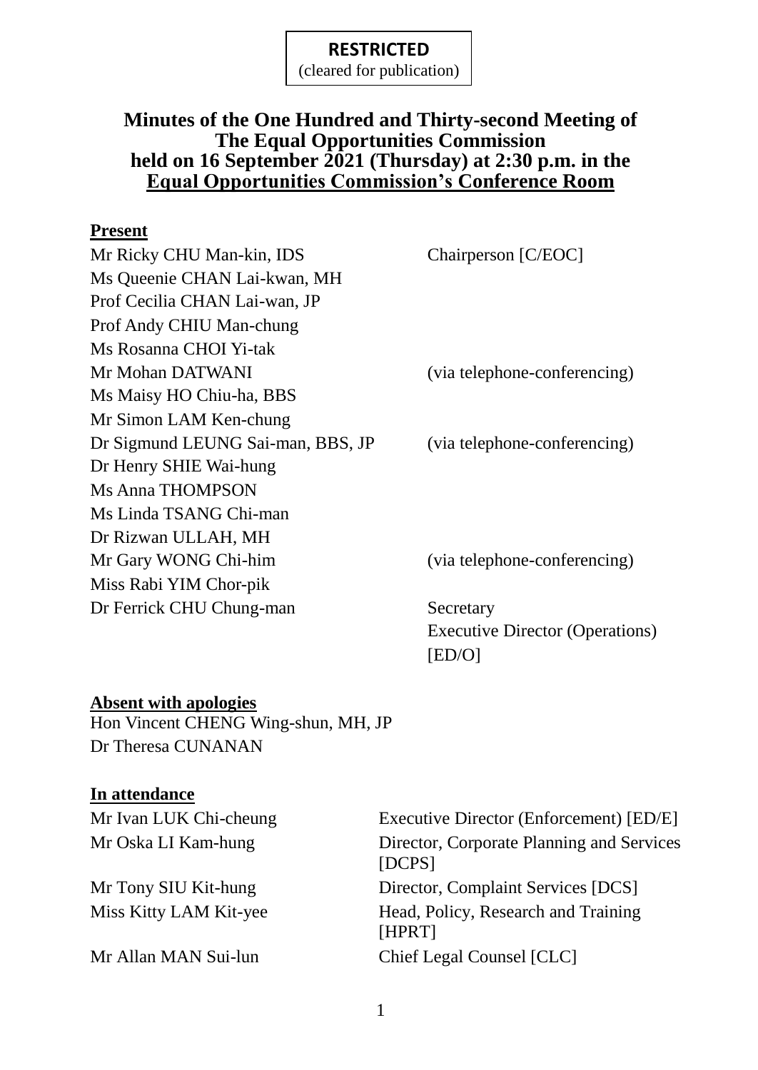**RESTRICTED**
(cleared for publication)

# Minutes of the One Hundred and Thirty-second Meeting of The Equal Opportunities Commission held on 16 September 2021 (Thursday) at 2:30 p.m. in the Equal Opportunities Commission's Conference Room

## Present

| | |
|---|---|
| Mr Ricky CHU Man-kin, IDS | Chairperson [C/EOC] |
| Ms Queenie CHAN Lai-kwan, MH | |
| Prof Cecilia CHAN Lai-wan, JP | |
| Prof Andy CHIU Man-chung | |
| Ms Rosanna CHOI Yi-tak | |
| Mr Mohan DATWANI | (via telephone-conferencing) |
| Ms Maisy HO Chiu-ha, BBS | |
| Mr Simon LAM Ken-chung | |
| Dr Sigmund LEUNG Sai-man, BBS, JP | (via telephone-conferencing) |
| Dr Henry SHIE Wai-hung | |
| Ms Anna THOMPSON | |
| Ms Linda TSANG Chi-man | |
| Dr Rizwan ULLAH, MH | |
| Mr Gary WONG Chi-him | (via telephone-conferencing) |
| Miss Rabi YIM Chor-pik | |
| Dr Ferrick CHU Chung-man | Secretary<br>Executive Director (Operations) [ED/O] |

## Absent with apologies

Hon Vincent CHENG Wing-shun, MH, JP
Dr Theresa CUNANAN

## In attendance

| | |
|---|---|
| Mr Ivan LUK Chi-cheung | Executive Director (Enforcement) [ED/E] |
| Mr Oska LI Kam-hung | Director, Corporate Planning and Services [DCPS] |
| Mr Tony SIU Kit-hung | Director, Complaint Services [DCS] |
| Miss Kitty LAM Kit-yee | Head, Policy, Research and Training [HPRT] |
| Mr Allan MAN Sui-lun | Chief Legal Counsel [CLC] |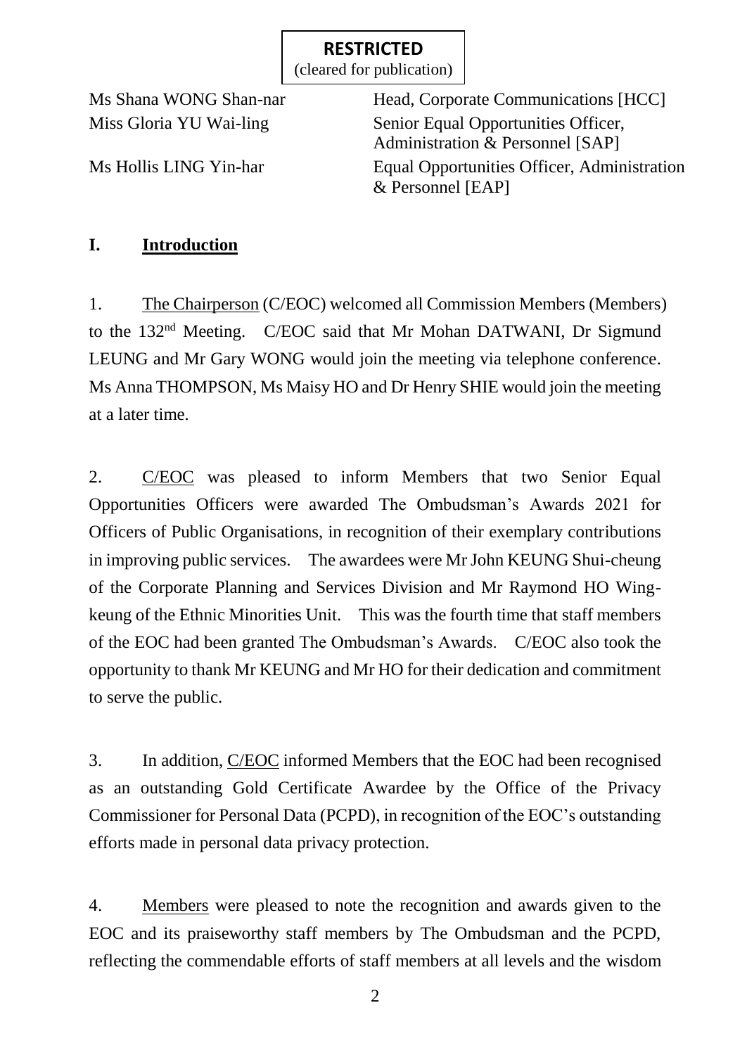**RESTRICTED**
(cleared for publication)

| | |
|---|---|
| Ms Shana WONG Shan-nar | Head, Corporate Communications [HCC] |
| Miss Gloria YU Wai-ling | Senior Equal Opportunities Officer, Administration & Personnel [SAP] |
| Ms Hollis LING Yin-har | Equal Opportunities Officer, Administration & Personnel [EAP] |

## I. Introduction

1. The Chairperson (C/EOC) welcomed all Commission Members (Members) to the 132nd Meeting. C/EOC said that Mr Mohan DATWANI, Dr Sigmund LEUNG and Mr Gary WONG would join the meeting via telephone conference. Ms Anna THOMPSON, Ms Maisy HO and Dr Henry SHIE would join the meeting at a later time.

2. C/EOC was pleased to inform Members that two Senior Equal Opportunities Officers were awarded The Ombudsman's Awards 2021 for Officers of Public Organisations, in recognition of their exemplary contributions in improving public services. The awardees were Mr John KEUNG Shui-cheung of the Corporate Planning and Services Division and Mr Raymond HO Wing-keung of the Ethnic Minorities Unit. This was the fourth time that staff members of the EOC had been granted The Ombudsman's Awards. C/EOC also took the opportunity to thank Mr KEUNG and Mr HO for their dedication and commitment to serve the public.

3. In addition, C/EOC informed Members that the EOC had been recognised as an outstanding Gold Certificate Awardee by the Office of the Privacy Commissioner for Personal Data (PCPD), in recognition of the EOC's outstanding efforts made in personal data privacy protection.

4. Members were pleased to note the recognition and awards given to the EOC and its praiseworthy staff members by The Ombudsman and the PCPD, reflecting the commendable efforts of staff members at all levels and the wisdom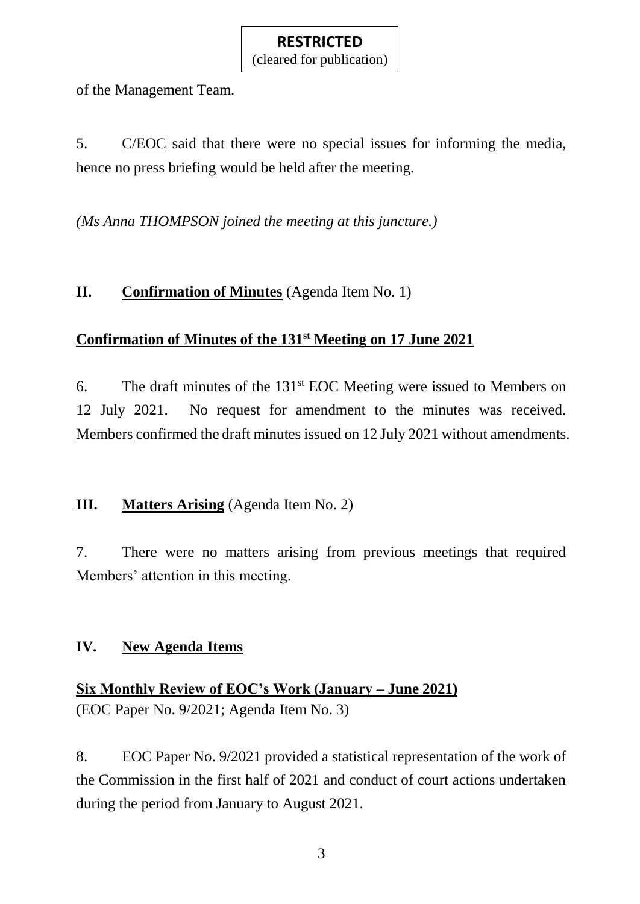of the Management Team.

5. C/EOC said that there were no special issues for informing the media, hence no press briefing would be held after the meeting.

*(Ms Anna THOMPSON joined the meeting at this juncture.)*

## II. Confirmation of Minutes (Agenda Item No. 1)

### Confirmation of Minutes of the 131st Meeting on 17 June 2021

6. The draft minutes of the 131st EOC Meeting were issued to Members on 12 July 2021. No request for amendment to the minutes was received. Members confirmed the draft minutes issued on 12 July 2021 without amendments.

## III. Matters Arising (Agenda Item No. 2)

7. There were no matters arising from previous meetings that required Members' attention in this meeting.

## IV. New Agenda Items

### Six Monthly Review of EOC's Work (January – June 2021)

(EOC Paper No. 9/2021; Agenda Item No. 3)

8. EOC Paper No. 9/2021 provided a statistical representation of the work of the Commission in the first half of 2021 and conduct of court actions undertaken during the period from January to August 2021.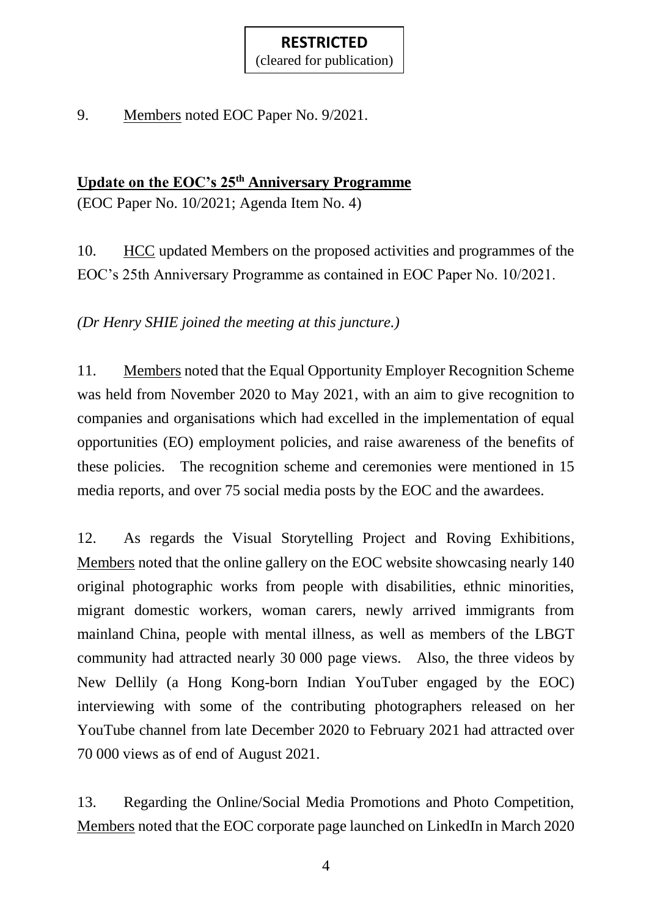9. Members noted EOC Paper No. 9/2021.

**Update on the EOC's 25th Anniversary Programme**
(EOC Paper No. 10/2021; Agenda Item No. 4)

10. HCC updated Members on the proposed activities and programmes of the EOC's 25th Anniversary Programme as contained in EOC Paper No. 10/2021.

*(Dr Henry SHIE joined the meeting at this juncture.)*

11. Members noted that the Equal Opportunity Employer Recognition Scheme was held from November 2020 to May 2021, with an aim to give recognition to companies and organisations which had excelled in the implementation of equal opportunities (EO) employment policies, and raise awareness of the benefits of these policies. The recognition scheme and ceremonies were mentioned in 15 media reports, and over 75 social media posts by the EOC and the awardees.

12. As regards the Visual Storytelling Project and Roving Exhibitions, Members noted that the online gallery on the EOC website showcasing nearly 140 original photographic works from people with disabilities, ethnic minorities, migrant domestic workers, woman carers, newly arrived immigrants from mainland China, people with mental illness, as well as members of the LBGT community had attracted nearly 30 000 page views. Also, the three videos by New Dellily (a Hong Kong-born Indian YouTuber engaged by the EOC) interviewing with some of the contributing photographers released on her YouTube channel from late December 2020 to February 2021 had attracted over 70 000 views as of end of August 2021.

13. Regarding the Online/Social Media Promotions and Photo Competition, Members noted that the EOC corporate page launched on LinkedIn in March 2020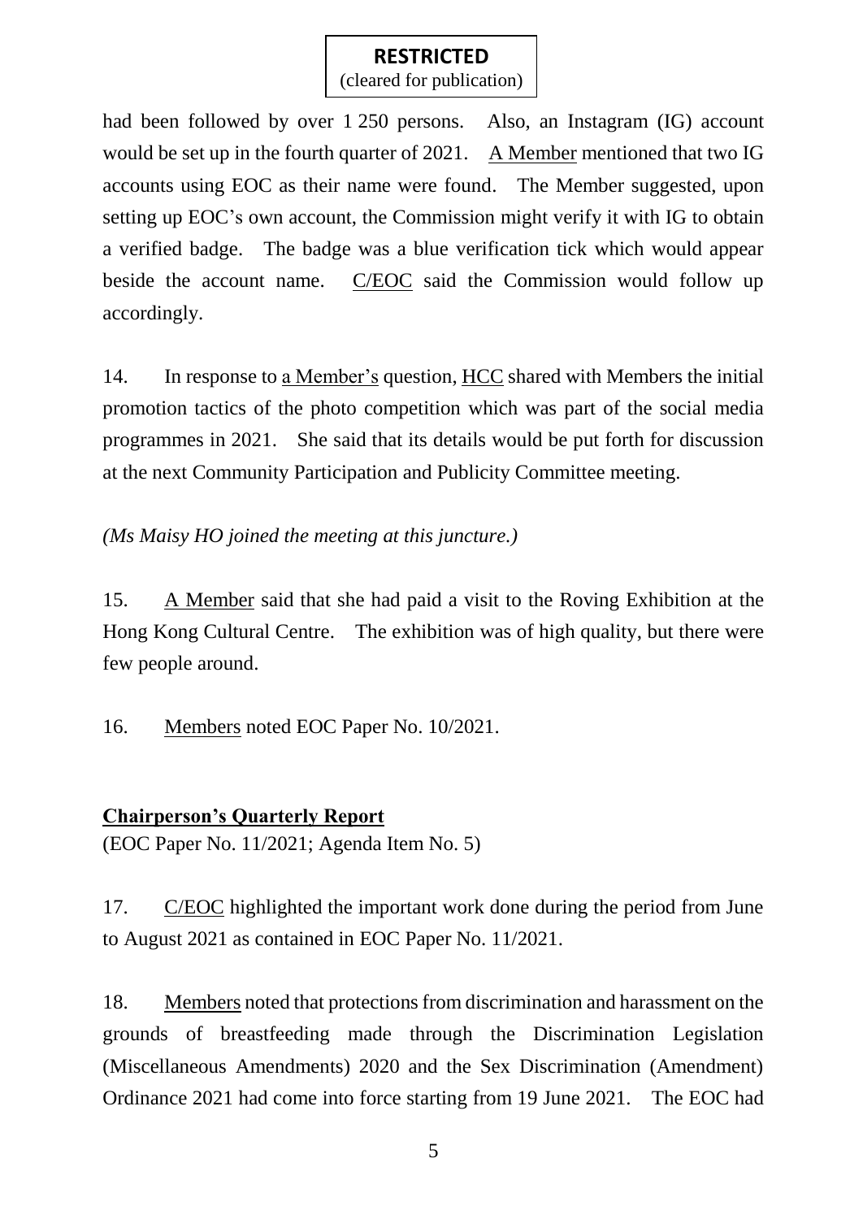had been followed by over 1 250 persons. Also, an Instagram (IG) account would be set up in the fourth quarter of 2021. A Member mentioned that two IG accounts using EOC as their name were found. The Member suggested, upon setting up EOC's own account, the Commission might verify it with IG to obtain a verified badge. The badge was a blue verification tick which would appear beside the account name. C/EOC said the Commission would follow up accordingly.

14. In response to a Member's question, HCC shared with Members the initial promotion tactics of the photo competition which was part of the social media programmes in 2021. She said that its details would be put forth for discussion at the next Community Participation and Publicity Committee meeting.

*(Ms Maisy HO joined the meeting at this juncture.)*

15. A Member said that she had paid a visit to the Roving Exhibition at the Hong Kong Cultural Centre. The exhibition was of high quality, but there were few people around.

16. Members noted EOC Paper No. 10/2021.

**Chairperson's Quarterly Report**

(EOC Paper No. 11/2021; Agenda Item No. 5)

17. C/EOC highlighted the important work done during the period from June to August 2021 as contained in EOC Paper No. 11/2021.

18. Members noted that protections from discrimination and harassment on the grounds of breastfeeding made through the Discrimination Legislation (Miscellaneous Amendments) 2020 and the Sex Discrimination (Amendment) Ordinance 2021 had come into force starting from 19 June 2021. The EOC had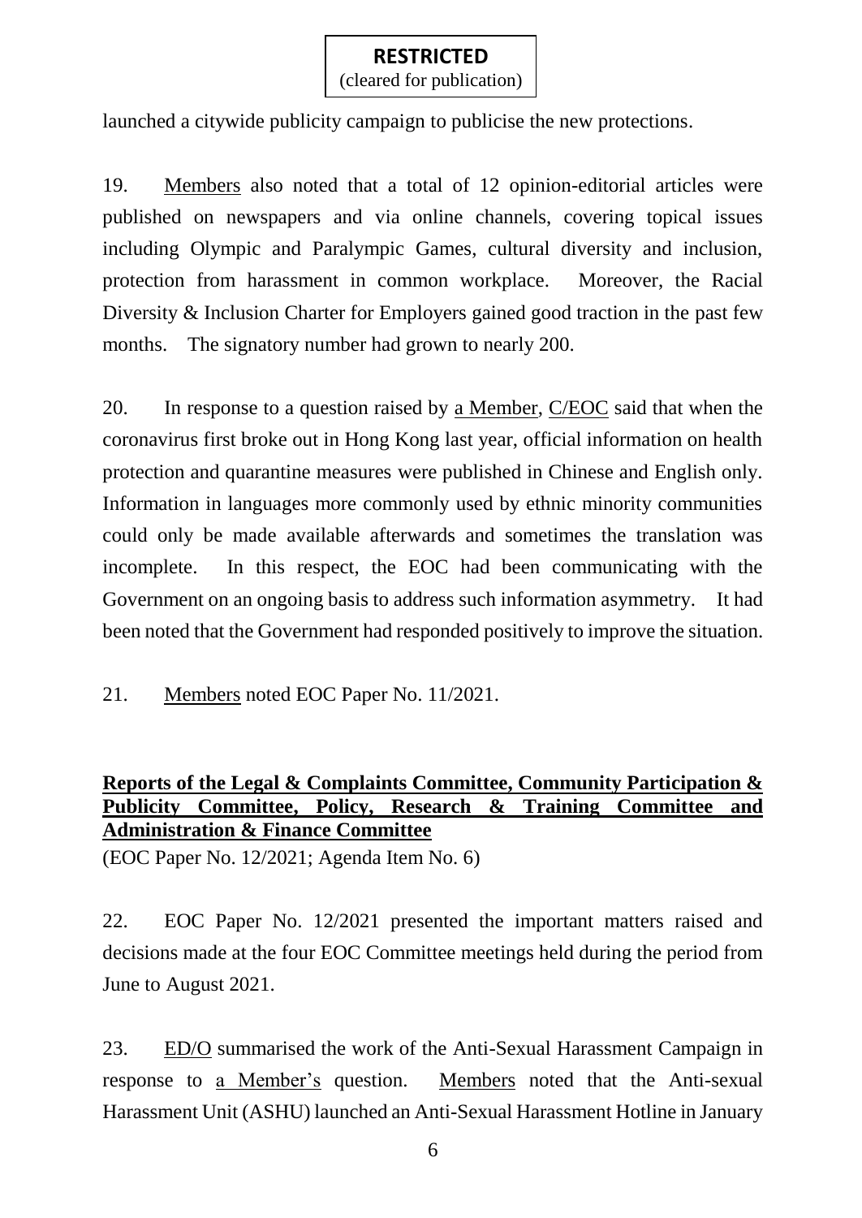launched a citywide publicity campaign to publicise the new protections.

19. Members also noted that a total of 12 opinion-editorial articles were published on newspapers and via online channels, covering topical issues including Olympic and Paralympic Games, cultural diversity and inclusion, protection from harassment in common workplace. Moreover, the Racial Diversity & Inclusion Charter for Employers gained good traction in the past few months. The signatory number had grown to nearly 200.

20. In response to a question raised by a Member, C/EOC said that when the coronavirus first broke out in Hong Kong last year, official information on health protection and quarantine measures were published in Chinese and English only. Information in languages more commonly used by ethnic minority communities could only be made available afterwards and sometimes the translation was incomplete. In this respect, the EOC had been communicating with the Government on an ongoing basis to address such information asymmetry. It had been noted that the Government had responded positively to improve the situation.

21. Members noted EOC Paper No. 11/2021.

**Reports of the Legal & Complaints Committee, Community Participation & Publicity Committee, Policy, Research & Training Committee and Administration & Finance Committee**
(EOC Paper No. 12/2021; Agenda Item No. 6)

22. EOC Paper No. 12/2021 presented the important matters raised and decisions made at the four EOC Committee meetings held during the period from June to August 2021.

23. ED/O summarised the work of the Anti-Sexual Harassment Campaign in response to a Member's question. Members noted that the Anti-sexual Harassment Unit (ASHU) launched an Anti-Sexual Harassment Hotline in January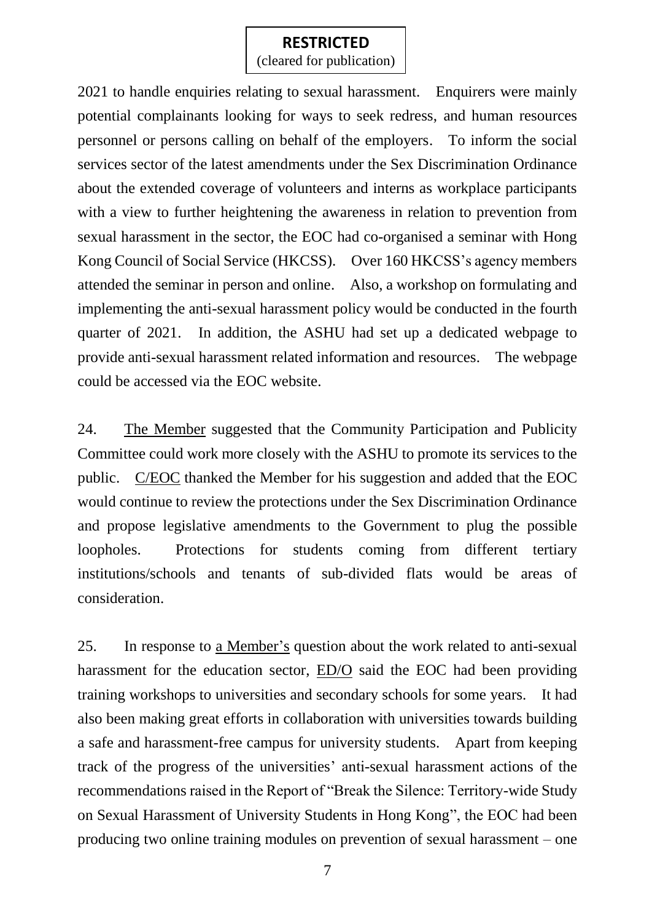2021 to handle enquiries relating to sexual harassment. Enquirers were mainly potential complainants looking for ways to seek redress, and human resources personnel or persons calling on behalf of the employers. To inform the social services sector of the latest amendments under the Sex Discrimination Ordinance about the extended coverage of volunteers and interns as workplace participants with a view to further heightening the awareness in relation to prevention from sexual harassment in the sector, the EOC had co-organised a seminar with Hong Kong Council of Social Service (HKCSS). Over 160 HKCSS's agency members attended the seminar in person and online. Also, a workshop on formulating and implementing the anti-sexual harassment policy would be conducted in the fourth quarter of 2021. In addition, the ASHU had set up a dedicated webpage to provide anti-sexual harassment related information and resources. The webpage could be accessed via the EOC website.

24. The Member suggested that the Community Participation and Publicity Committee could work more closely with the ASHU to promote its services to the public. C/EOC thanked the Member for his suggestion and added that the EOC would continue to review the protections under the Sex Discrimination Ordinance and propose legislative amendments to the Government to plug the possible loopholes. Protections for students coming from different tertiary institutions/schools and tenants of sub-divided flats would be areas of consideration.

25. In response to a Member's question about the work related to anti-sexual harassment for the education sector, ED/O said the EOC had been providing training workshops to universities and secondary schools for some years. It had also been making great efforts in collaboration with universities towards building a safe and harassment-free campus for university students. Apart from keeping track of the progress of the universities' anti-sexual harassment actions of the recommendations raised in the Report of "Break the Silence: Territory-wide Study on Sexual Harassment of University Students in Hong Kong", the EOC had been producing two online training modules on prevention of sexual harassment – one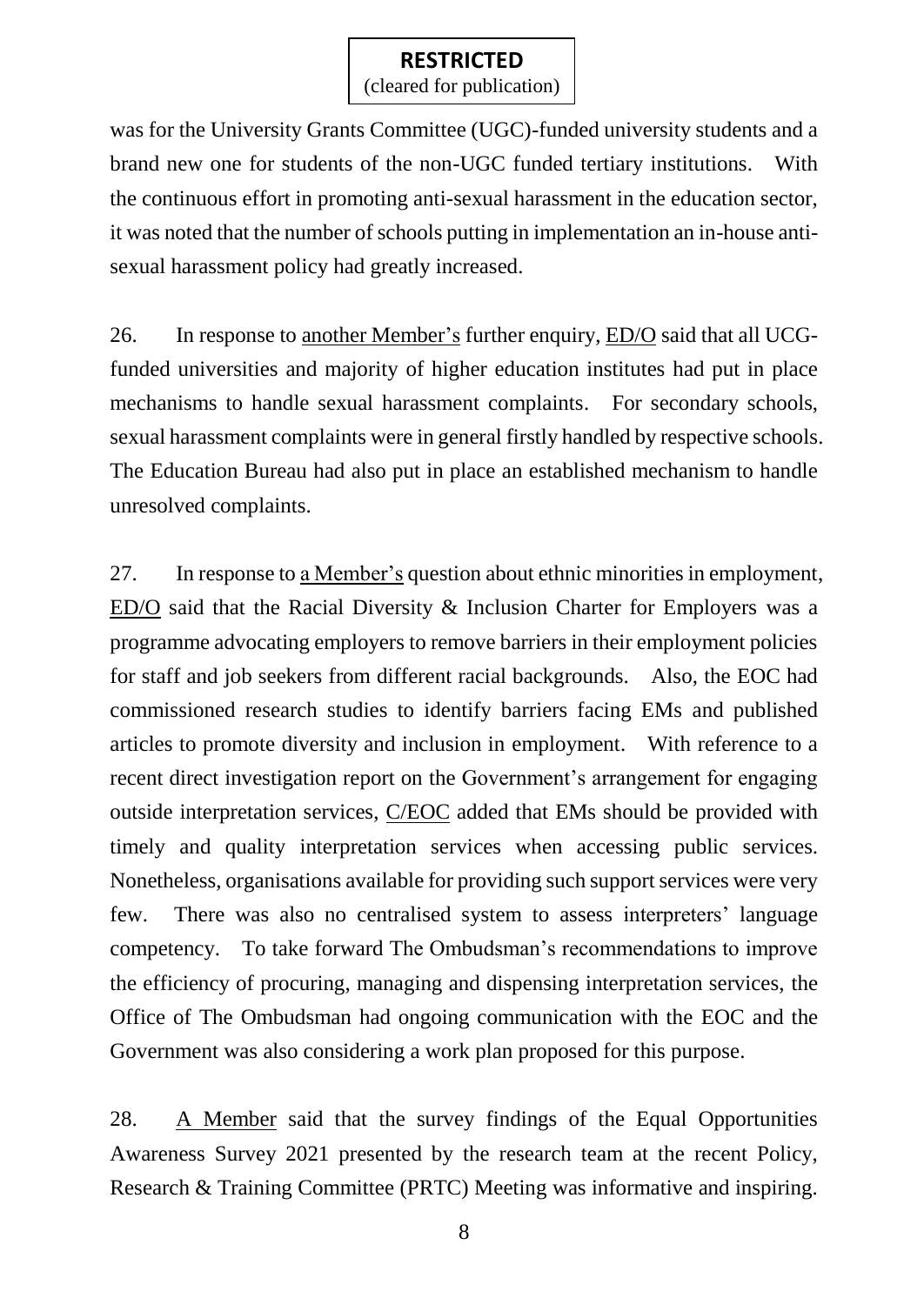was for the University Grants Committee (UGC)-funded university students and a brand new one for students of the non-UGC funded tertiary institutions. With the continuous effort in promoting anti-sexual harassment in the education sector, it was noted that the number of schools putting in implementation an in-house anti-sexual harassment policy had greatly increased.

26. In response to another Member's further enquiry, ED/O said that all UCG-funded universities and majority of higher education institutes had put in place mechanisms to handle sexual harassment complaints. For secondary schools, sexual harassment complaints were in general firstly handled by respective schools. The Education Bureau had also put in place an established mechanism to handle unresolved complaints.

27. In response to a Member's question about ethnic minorities in employment, ED/O said that the Racial Diversity & Inclusion Charter for Employers was a programme advocating employers to remove barriers in their employment policies for staff and job seekers from different racial backgrounds. Also, the EOC had commissioned research studies to identify barriers facing EMs and published articles to promote diversity and inclusion in employment. With reference to a recent direct investigation report on the Government's arrangement for engaging outside interpretation services, C/EOC added that EMs should be provided with timely and quality interpretation services when accessing public services. Nonetheless, organisations available for providing such support services were very few. There was also no centralised system to assess interpreters' language competency. To take forward The Ombudsman's recommendations to improve the efficiency of procuring, managing and dispensing interpretation services, the Office of The Ombudsman had ongoing communication with the EOC and the Government was also considering a work plan proposed for this purpose.

28. A Member said that the survey findings of the Equal Opportunities Awareness Survey 2021 presented by the research team at the recent Policy, Research & Training Committee (PRTC) Meeting was informative and inspiring.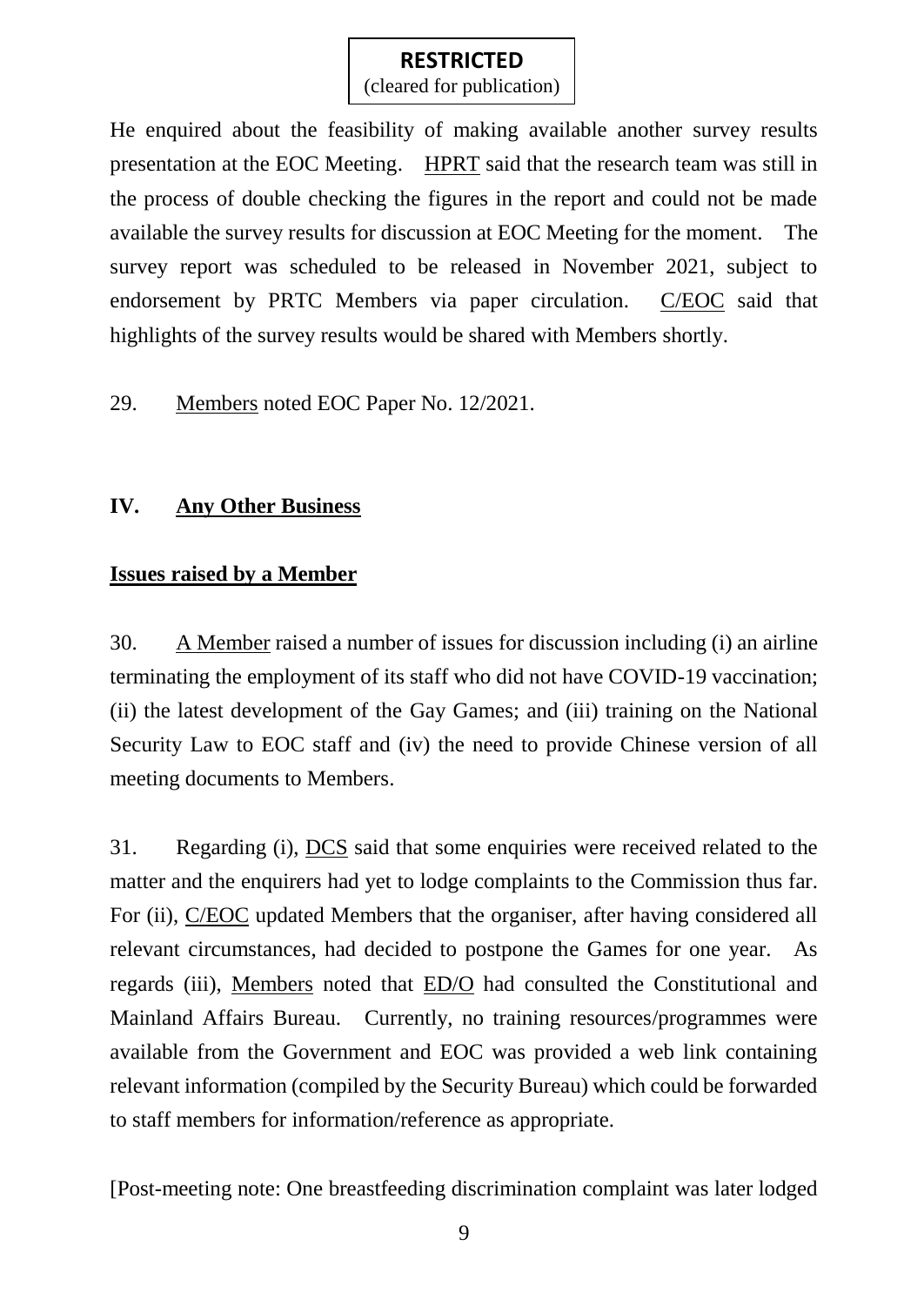He enquired about the feasibility of making available another survey results presentation at the EOC Meeting. HPRT said that the research team was still in the process of double checking the figures in the report and could not be made available the survey results for discussion at EOC Meeting for the moment. The survey report was scheduled to be released in November 2021, subject to endorsement by PRTC Members via paper circulation. C/EOC said that highlights of the survey results would be shared with Members shortly.

29. Members noted EOC Paper No. 12/2021.

## IV. Any Other Business

### Issues raised by a Member

30. A Member raised a number of issues for discussion including (i) an airline terminating the employment of its staff who did not have COVID-19 vaccination; (ii) the latest development of the Gay Games; and (iii) training on the National Security Law to EOC staff and (iv) the need to provide Chinese version of all meeting documents to Members.

31. Regarding (i), DCS said that some enquiries were received related to the matter and the enquirers had yet to lodge complaints to the Commission thus far. For (ii), C/EOC updated Members that the organiser, after having considered all relevant circumstances, had decided to postpone the Games for one year. As regards (iii), Members noted that ED/O had consulted the Constitutional and Mainland Affairs Bureau. Currently, no training resources/programmes were available from the Government and EOC was provided a web link containing relevant information (compiled by the Security Bureau) which could be forwarded to staff members for information/reference as appropriate.

[Post-meeting note: One breastfeeding discrimination complaint was later lodged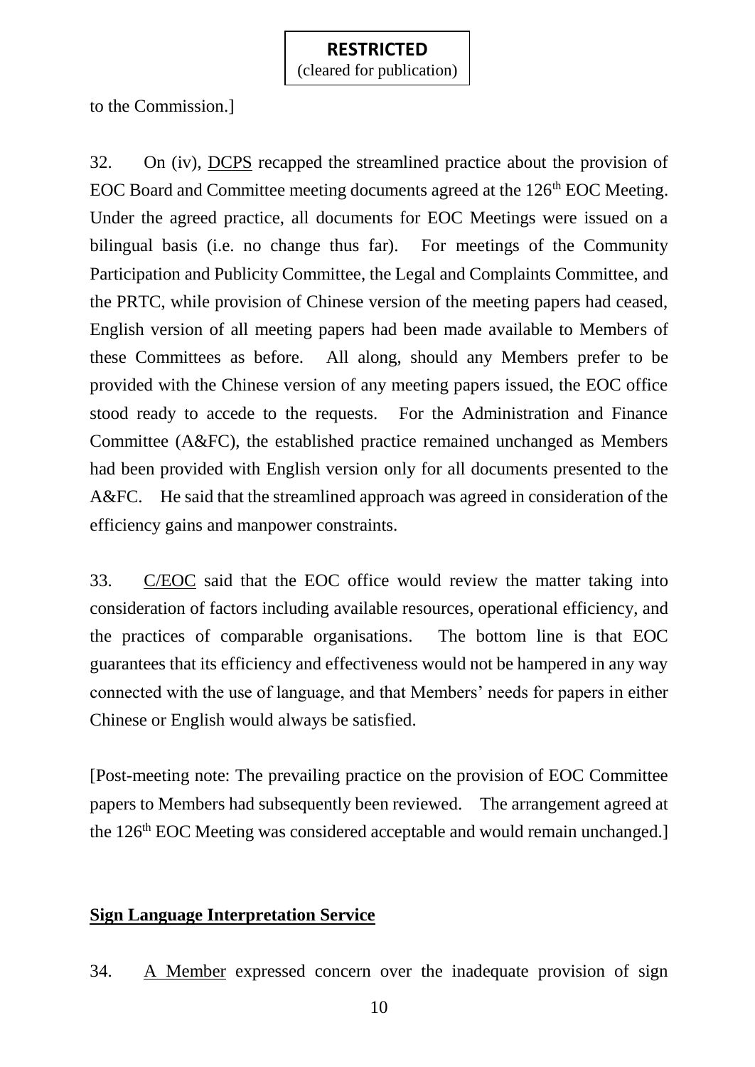to the Commission.]

32. On (iv), DCPS recapped the streamlined practice about the provision of EOC Board and Committee meeting documents agreed at the 126th EOC Meeting. Under the agreed practice, all documents for EOC Meetings were issued on a bilingual basis (i.e. no change thus far). For meetings of the Community Participation and Publicity Committee, the Legal and Complaints Committee, and the PRTC, while provision of Chinese version of the meeting papers had ceased, English version of all meeting papers had been made available to Members of these Committees as before. All along, should any Members prefer to be provided with the Chinese version of any meeting papers issued, the EOC office stood ready to accede to the requests. For the Administration and Finance Committee (A&FC), the established practice remained unchanged as Members had been provided with English version only for all documents presented to the A&FC. He said that the streamlined approach was agreed in consideration of the efficiency gains and manpower constraints.

33. C/EOC said that the EOC office would review the matter taking into consideration of factors including available resources, operational efficiency, and the practices of comparable organisations. The bottom line is that EOC guarantees that its efficiency and effectiveness would not be hampered in any way connected with the use of language, and that Members' needs for papers in either Chinese or English would always be satisfied.

[Post-meeting note: The prevailing practice on the provision of EOC Committee papers to Members had subsequently been reviewed. The arrangement agreed at the 126th EOC Meeting was considered acceptable and would remain unchanged.]

## Sign Language Interpretation Service

34. A Member expressed concern over the inadequate provision of sign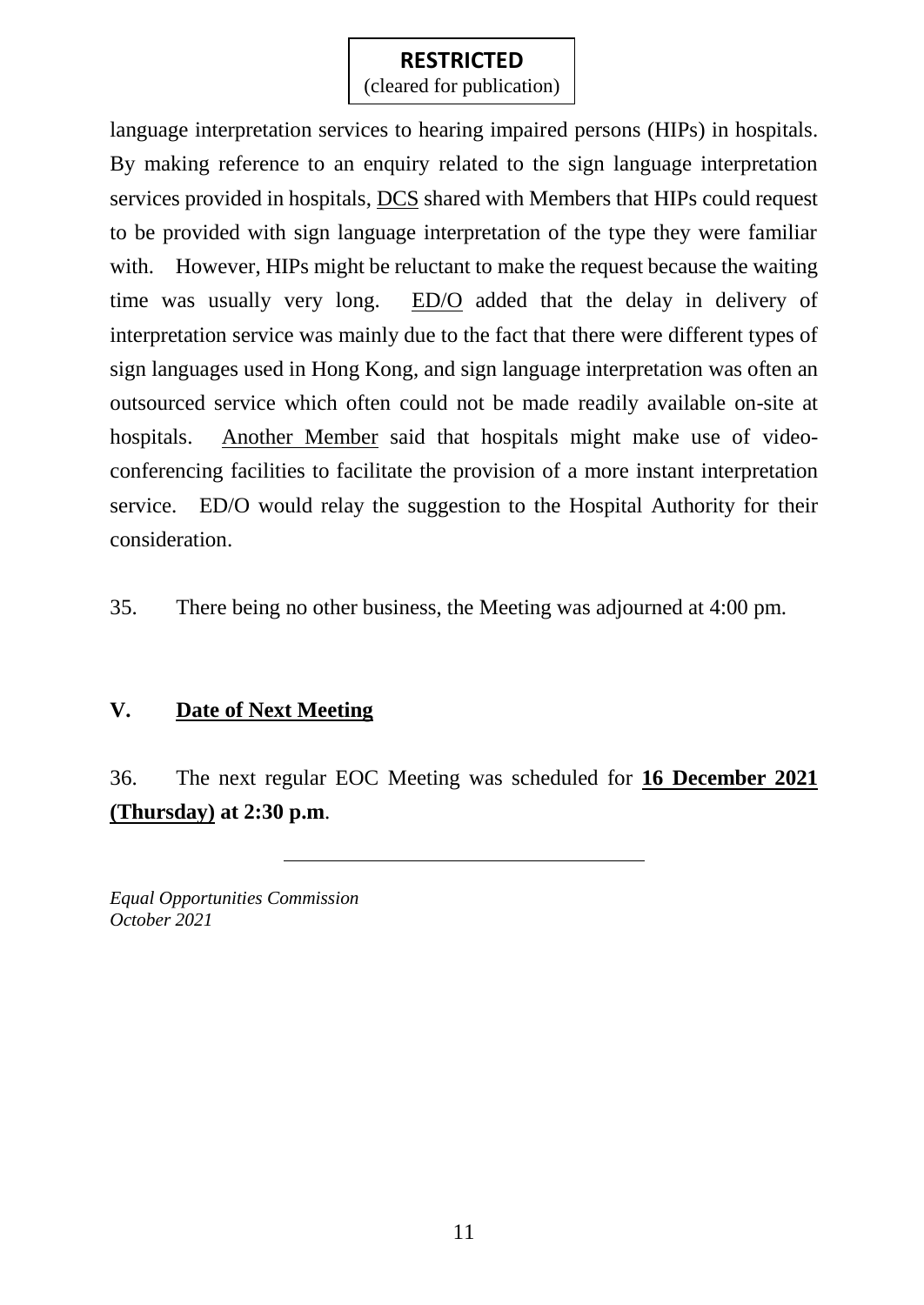language interpretation services to hearing impaired persons (HIPs) in hospitals. By making reference to an enquiry related to the sign language interpretation services provided in hospitals, DCS shared with Members that HIPs could request to be provided with sign language interpretation of the type they were familiar with. However, HIPs might be reluctant to make the request because the waiting time was usually very long. ED/O added that the delay in delivery of interpretation service was mainly due to the fact that there were different types of sign languages used in Hong Kong, and sign language interpretation was often an outsourced service which often could not be made readily available on-site at hospitals. Another Member said that hospitals might make use of video-conferencing facilities to facilitate the provision of a more instant interpretation service. ED/O would relay the suggestion to the Hospital Authority for their consideration.

35. There being no other business, the Meeting was adjourned at 4:00 pm.

## V. Date of Next Meeting

36. The next regular EOC Meeting was scheduled for **16 December 2021 (Thursday) at 2:30 p.m**.

---

*Equal Opportunities Commission*
*October 2021*